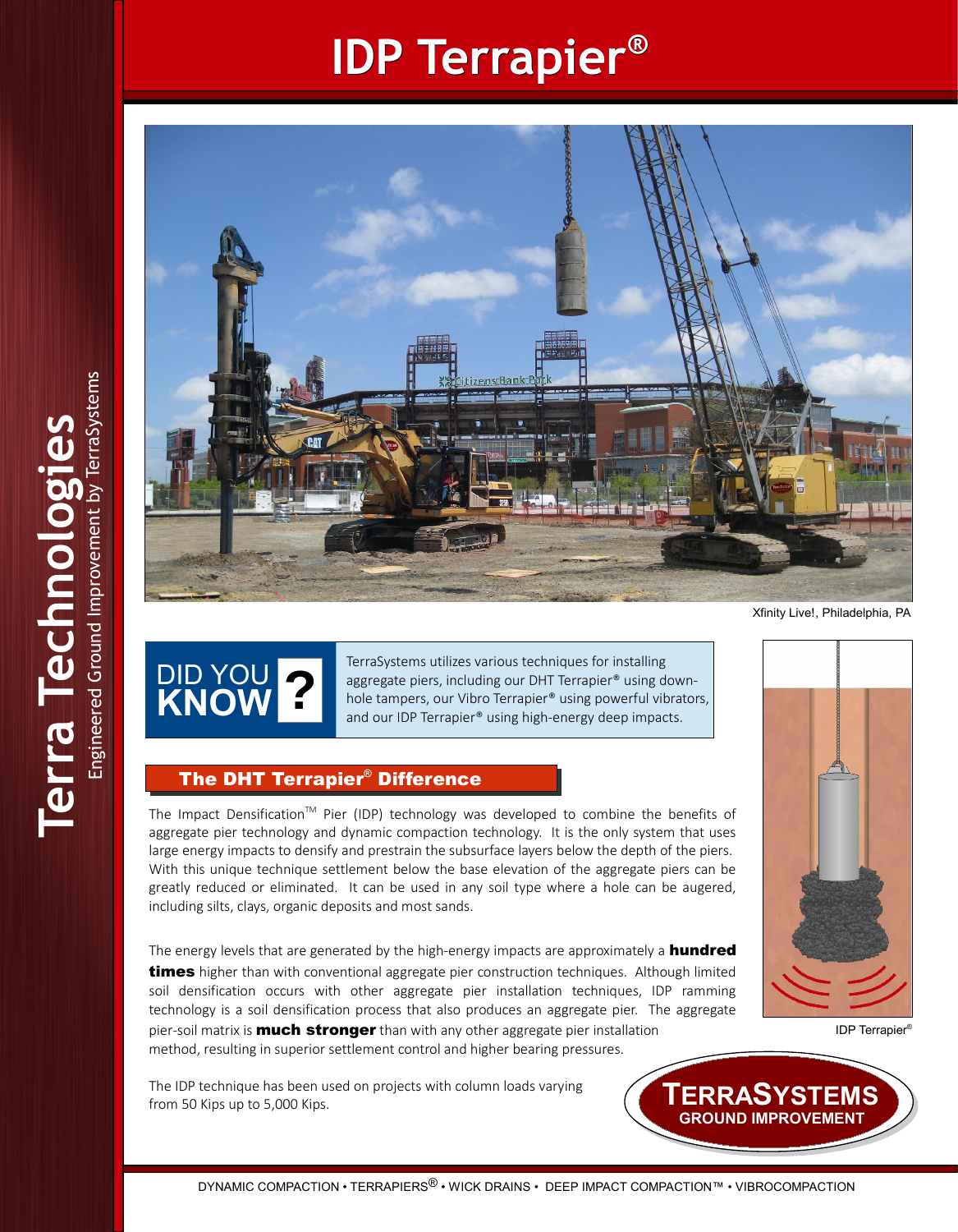# IDP Terrapier®

Xfinity Live!, Philadelphia, PA

**DID YOU KNOW?**

TerraSystems utilizes various techniques for installing aggregate piers, including our DHT Terrapier® using down-hole tampers, our Vibro Terrapier® using powerful vibrators, and our IDP Terrapier® using high-energy deep impacts.

## The DHT Terrapier® Difference

The Impact Densification™ Pier (IDP) technology was developed to combine the benefits of aggregate pier technology and dynamic compaction technology. It is the only system that uses large energy impacts to densify and prestrain the subsurface layers below the depth of the piers. With this unique technique settlement below the base elevation of the aggregate piers can be greatly reduced or eliminated. It can be used in any soil type where a hole can be augered, including silts, clays, organic deposits and most sands.

The energy levels that are generated by the high-energy impacts are approximately a **hundred times** higher than with conventional aggregate pier construction techniques. Although limited soil densification occurs with other aggregate pier installation techniques, IDP ramming technology is a soil densification process that also produces an aggregate pier. The aggregate pier-soil matrix is **much stronger** than with any other aggregate pier installation method, resulting in superior settlement control and higher bearing pressures.

The IDP technique has been used on projects with column loads varying from 50 Kips up to 5,000 Kips.

IDP Terrapier®

**TERRASYSTEMS**
**GROUND IMPROVEMENT**

Terra Technologies
Engineered Ground Improvement by TerraSystems

DYNAMIC COMPACTION • TERRAPIERS® • WICK DRAINS • DEEP IMPACT COMPACTION™ • VIBROCOMPACTION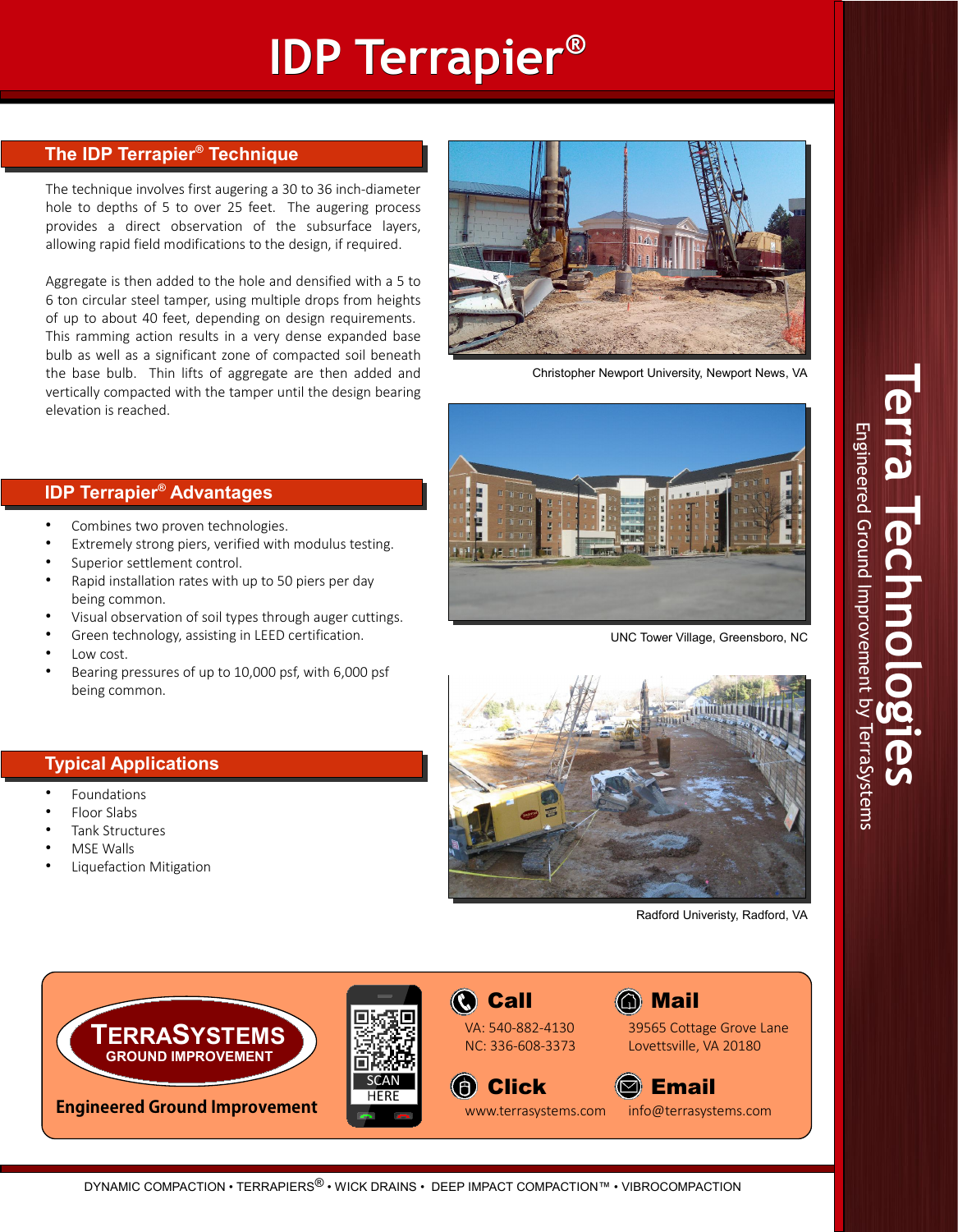# IDP Terrapier®

## The IDP Terrapier® Technique

The technique involves first augering a 30 to 36 inch-diameter hole to depths of 5 to over 25 feet. The augering process provides a direct observation of the subsurface layers, allowing rapid field modifications to the design, if required.

Aggregate is then added to the hole and densified with a 5 to 6 ton circular steel tamper, using multiple drops from heights of up to about 40 feet, depending on design requirements. This ramming action results in a very dense expanded base bulb as well as a significant zone of compacted soil beneath the base bulb. Thin lifts of aggregate are then added and vertically compacted with the tamper until the design bearing elevation is reached.

Christopher Newport University, Newport News, VA

## IDP Terrapier® Advantages

- Combines two proven technologies.
- Extremely strong piers, verified with modulus testing.
- Superior settlement control.
- Rapid installation rates with up to 50 piers per day being common.
- Visual observation of soil types through auger cuttings.
- Green technology, assisting in LEED certification.
- Low cost.
- Bearing pressures of up to 10,000 psf, with 6,000 psf being common.

UNC Tower Village, Greensboro, NC

## Typical Applications

- Foundations
- Floor Slabs
- Tank Structures
- MSE Walls
- Liquefaction Mitigation

Radford Univeristy, Radford, VA

**Terra Technologies**

Engineered Ground Improvement by TerraSystems

**TERRASYSTEMS GROUND IMPROVEMENT**

**Engineered Ground Improvement**

SCAN HERE

**Call**
VA: 540-882-4130
NC: 336-608-3373

**Mail**
39565 Cottage Grove Lane
Lovettsville, VA 20180

**Click**
www.terrasystems.com

**Email**
info@terrasystems.com

DYNAMIC COMPACTION • TERRAPIERS® • WICK DRAINS • DEEP IMPACT COMPACTION™ • VIBROCOMPACTION